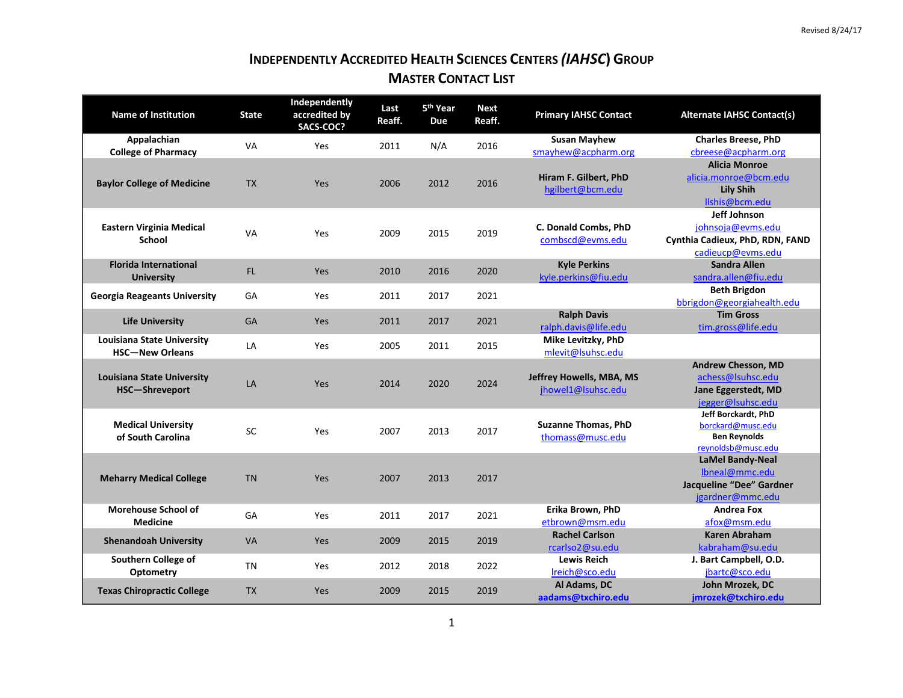Revised 8/24/17

# INDEPENDENTLY ACCREDITED HEALTH SCIENCES CENTERS *(IAHSC)* GROUP

## MASTER CONTACT LIST

| Name of Institution | State | Independently accredited by SACS-COC? | Last Reaff. | 5th Year Due | Next Reaff. | Primary IAHSC Contact | Alternate IAHSC Contact(s) |
|---|---|---|---|---|---|---|---|
| **Appalachian College of Pharmacy** | VA | Yes | 2011 | N/A | 2016 | **Susan Mayhew** smayhew@acpharm.org | **Charles Breese, PhD** cbreese@acpharm.org |
| **Baylor College of Medicine** | TX | Yes | 2006 | 2012 | 2016 | **Hiram F. Gilbert, PhD** hgilbert@bcm.edu | **Alicia Monroe** alicia.monroe@bcm.edu **Lily Shih** llshis@bcm.edu |
| **Eastern Virginia Medical School** | VA | Yes | 2009 | 2015 | 2019 | **C. Donald Combs, PhD** combscd@evms.edu | **Jeff Johnson** johnsoja@evms.edu **Cynthia Cadieux, PhD, RDN, FAND** cadieucp@evms.edu |
| **Florida International University** | FL | Yes | 2010 | 2016 | 2020 | **Kyle Perkins** kyle.perkins@fiu.edu | **Sandra Allen** sandra.allen@fiu.edu |
| **Georgia Reageants University** | GA | Yes | 2011 | 2017 | 2021 | | **Beth Brigdon** bbrigdon@georgiahealth.edu |
| **Life University** | GA | Yes | 2011 | 2017 | 2021 | **Ralph Davis** ralph.davis@life.edu | **Tim Gross** tim.gross@life.edu |
| **Louisiana State University HSC—New Orleans** | LA | Yes | 2005 | 2011 | 2015 | **Mike Levitzky, PhD** mlevit@lsuhsc.edu | |
| **Louisiana State University HSC—Shreveport** | LA | Yes | 2014 | 2020 | 2024 | **Jeffrey Howells, MBA, MS** jhowel1@lsuhsc.edu | **Andrew Chesson, MD** achess@lsuhsc.edu **Jane Eggerstedt, MD** jegger@lsuhsc.edu |
| **Medical University of South Carolina** | SC | Yes | 2007 | 2013 | 2017 | **Suzanne Thomas, PhD** thomass@musc.edu | **Jeff Borckardt, PhD** borckard@musc.edu **Ben Reynolds** reynoldsb@musc.edu |
| **Meharry Medical College** | TN | Yes | 2007 | 2013 | 2017 | | **LaMel Bandy-Neal** lbneal@mmc.edu **Jacqueline "Dee" Gardner** jgardner@mmc.edu |
| **Morehouse School of Medicine** | GA | Yes | 2011 | 2017 | 2021 | **Erika Brown, PhD** etbrown@msm.edu | **Andrea Fox** afox@msm.edu |
| **Shenandoah University** | VA | Yes | 2009 | 2015 | 2019 | **Rachel Carlson** rcarlso2@su.edu | **Karen Abraham** kabraham@su.edu |
| **Southern College of Optometry** | TN | Yes | 2012 | 2018 | 2022 | **Lewis Reich** lreich@sco.edu | **J. Bart Campbell, O.D.** jbartc@sco.edu |
| **Texas Chiropractic College** | TX | Yes | 2009 | 2015 | 2019 | **Al Adams, DC** **aadams@txchiro.edu** | **John Mrozek, DC** **jmrozek@txchiro.edu** |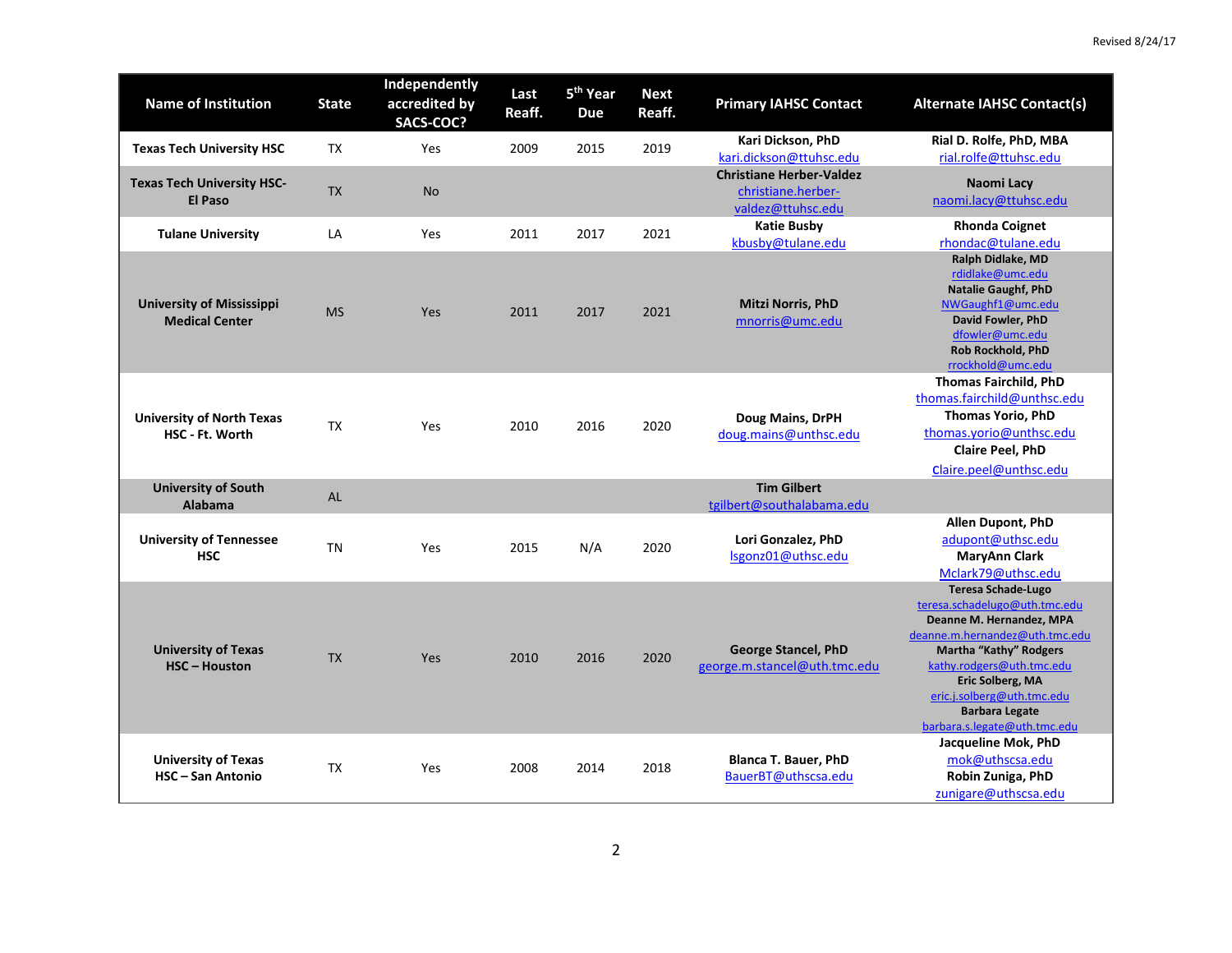Revised 8/24/17

| Name of Institution | State | Independently accredited by SACS-COC? | Last Reaff. | 5th Year Due | Next Reaff. | Primary IAHSC Contact | Alternate IAHSC Contact(s) |
|---|---|---|---|---|---|---|---|
| **Texas Tech University HSC** | TX | Yes | 2009 | 2015 | 2019 | **Kari Dickson, PhD** kari.dickson@ttuhsc.edu | **Rial D. Rolfe, PhD, MBA** rial.rolfe@ttuhsc.edu |
| **Texas Tech University HSC-El Paso** | TX | No | | | | **Christiane Herber-Valdez** christiane.herber-valdez@ttuhsc.edu | **Naomi Lacy** naomi.lacy@ttuhsc.edu |
| **Tulane University** | LA | Yes | 2011 | 2017 | 2021 | **Katie Busby** kbusby@tulane.edu | **Rhonda Coignet** rhondac@tulane.edu |
| **University of Mississippi Medical Center** | MS | Yes | 2011 | 2017 | 2021 | **Mitzi Norris, PhD** mnorris@umc.edu | **Ralph Didlake, MD** rdidlake@umc.edu **Natalie Gaughf, PhD** NWGaughf1@umc.edu **David Fowler, PhD** dfowler@umc.edu **Rob Rockhold, PhD** rrockhold@umc.edu |
| **University of North Texas HSC - Ft. Worth** | TX | Yes | 2010 | 2016 | 2020 | **Doug Mains, DrPH** doug.mains@unthsc.edu | **Thomas Fairchild, PhD** thomas.fairchild@unthsc.edu **Thomas Yorio, PhD** thomas.yorio@unthsc.edu **Claire Peel, PhD** Claire.peel@unthsc.edu |
| **University of South Alabama** | AL | | | | | **Tim Gilbert** tgilbert@southalabama.edu | |
| **University of Tennessee HSC** | TN | Yes | 2015 | N/A | 2020 | **Lori Gonzalez, PhD** lsgonz01@uthsc.edu | **Allen Dupont, PhD** adupont@uthsc.edu **MaryAnn Clark** Mclark79@uthsc.edu |
| **University of Texas HSC – Houston** | TX | Yes | 2010 | 2016 | 2020 | **George Stancel, PhD** george.m.stancel@uth.tmc.edu | **Teresa Schade-Lugo** teresa.schadelugo@uth.tmc.edu **Deanne M. Hernandez, MPA** deanne.m.hernandez@uth.tmc.edu **Martha "Kathy" Rodgers** kathy.rodgers@uth.tmc.edu **Eric Solberg, MA** eric.j.solberg@uth.tmc.edu **Barbara Legate** barbara.s.legate@uth.tmc.edu |
| **University of Texas HSC – San Antonio** | TX | Yes | 2008 | 2014 | 2018 | **Blanca T. Bauer, PhD** BauerBT@uthscsa.edu | **Jacqueline Mok, PhD** mok@uthscsa.edu **Robin Zuniga, PhD** zunigare@uthscsa.edu |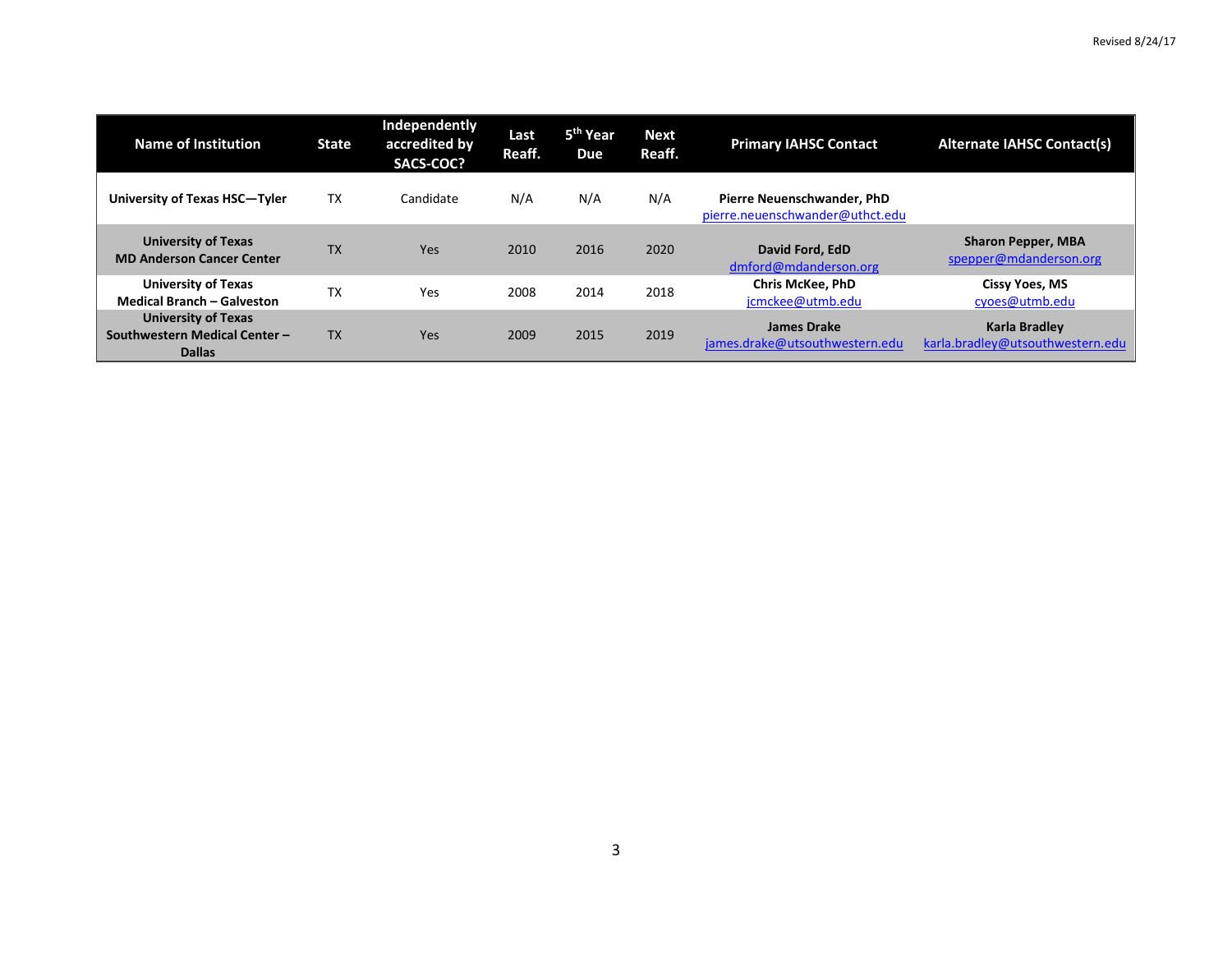| Name of Institution | State | Independently accredited by SACS-COC? | Last Reaff. | 5th Year Due | Next Reaff. | Primary IAHSC Contact | Alternate IAHSC Contact(s) |
|---|---|---|---|---|---|---|---|
| **University of Texas HSC—Tyler** | TX | Candidate | N/A | N/A | N/A | **Pierre Neuenschwander, PhD** pierre.neuenschwander@uthct.edu | |
| **University of Texas MD Anderson Cancer Center** | TX | Yes | 2010 | 2016 | 2020 | **David Ford, EdD** dmford@mdanderson.org | **Sharon Pepper, MBA** spepper@mdanderson.org |
| **University of Texas Medical Branch – Galveston** | TX | Yes | 2008 | 2014 | 2018 | **Chris McKee, PhD** jcmckee@utmb.edu | **Cissy Yoes, MS** cyoes@utmb.edu |
| **University of Texas Southwestern Medical Center – Dallas** | TX | Yes | 2009 | 2015 | 2019 | **James Drake** james.drake@utsouthwestern.edu | **Karla Bradley** karla.bradley@utsouthwestern.edu |